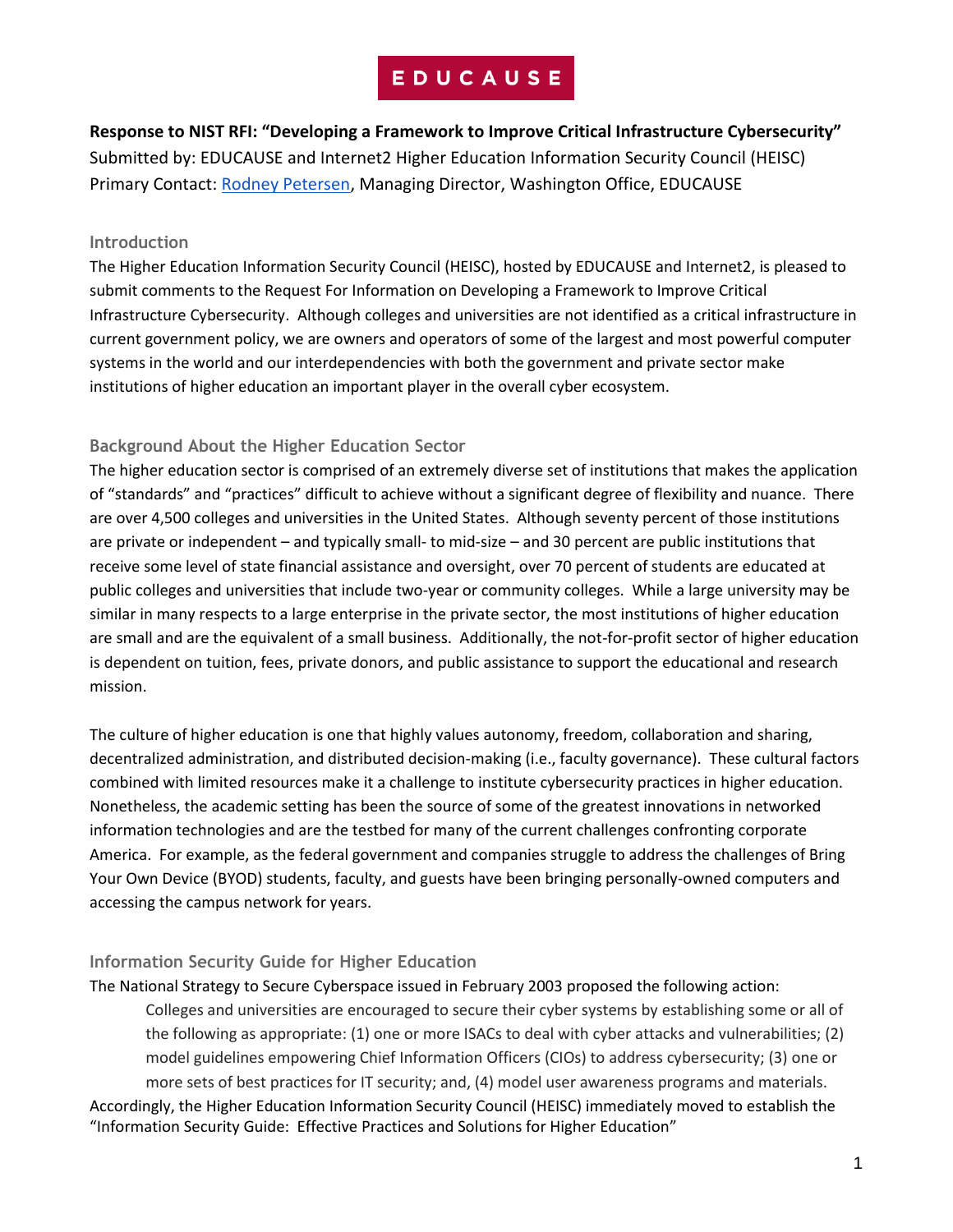EDUCAUSE

**Response to NIST RFI: "Developing a Framework to Improve Critical Infrastructure Cybersecurity"**
Submitted by: EDUCAUSE and Internet2 Higher Education Information Security Council (HEISC)
Primary Contact: Rodney Petersen, Managing Director, Washington Office, EDUCAUSE

## Introduction

The Higher Education Information Security Council (HEISC), hosted by EDUCAUSE and Internet2, is pleased to submit comments to the Request For Information on Developing a Framework to Improve Critical Infrastructure Cybersecurity. Although colleges and universities are not identified as a critical infrastructure in current government policy, we are owners and operators of some of the largest and most powerful computer systems in the world and our interdependencies with both the government and private sector make institutions of higher education an important player in the overall cyber ecosystem.

## Background About the Higher Education Sector

The higher education sector is comprised of an extremely diverse set of institutions that makes the application of "standards" and "practices" difficult to achieve without a significant degree of flexibility and nuance. There are over 4,500 colleges and universities in the United States. Although seventy percent of those institutions are private or independent – and typically small- to mid-size – and 30 percent are public institutions that receive some level of state financial assistance and oversight, over 70 percent of students are educated at public colleges and universities that include two-year or community colleges. While a large university may be similar in many respects to a large enterprise in the private sector, the most institutions of higher education are small and are the equivalent of a small business. Additionally, the not-for-profit sector of higher education is dependent on tuition, fees, private donors, and public assistance to support the educational and research mission.

The culture of higher education is one that highly values autonomy, freedom, collaboration and sharing, decentralized administration, and distributed decision-making (i.e., faculty governance). These cultural factors combined with limited resources make it a challenge to institute cybersecurity practices in higher education. Nonetheless, the academic setting has been the source of some of the greatest innovations in networked information technologies and are the testbed for many of the current challenges confronting corporate America. For example, as the federal government and companies struggle to address the challenges of Bring Your Own Device (BYOD) students, faculty, and guests have been bringing personally-owned computers and accessing the campus network for years.

## Information Security Guide for Higher Education

The National Strategy to Secure Cyberspace issued in February 2003 proposed the following action:

> Colleges and universities are encouraged to secure their cyber systems by establishing some or all of the following as appropriate: (1) one or more ISACs to deal with cyber attacks and vulnerabilities; (2) model guidelines empowering Chief Information Officers (CIOs) to address cybersecurity; (3) one or more sets of best practices for IT security; and, (4) model user awareness programs and materials.

Accordingly, the Higher Education Information Security Council (HEISC) immediately moved to establish the "Information Security Guide: Effective Practices and Solutions for Higher Education"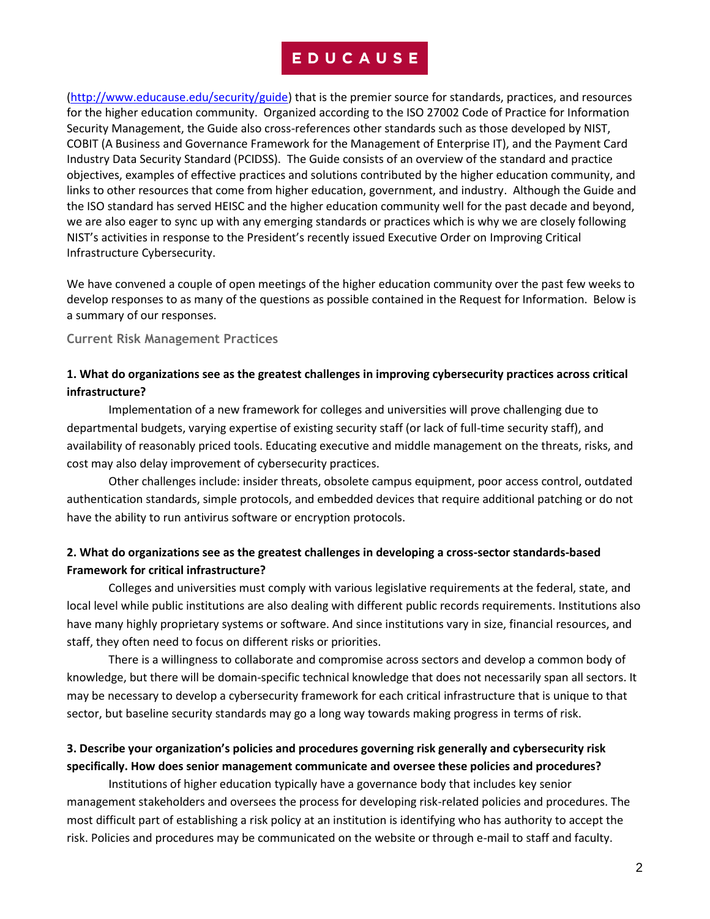([http://www.educause.edu/security/guide](http://www.educause.edu/security/guide)) that is the premier source for standards, practices, and resources for the higher education community. Organized according to the ISO 27002 Code of Practice for Information Security Management, the Guide also cross-references other standards such as those developed by NIST, COBIT (A Business and Governance Framework for the Management of Enterprise IT), and the Payment Card Industry Data Security Standard (PCIDSS). The Guide consists of an overview of the standard and practice objectives, examples of effective practices and solutions contributed by the higher education community, and links to other resources that come from higher education, government, and industry. Although the Guide and the ISO standard has served HEISC and the higher education community well for the past decade and beyond, we are also eager to sync up with any emerging standards or practices which is why we are closely following NIST's activities in response to the President's recently issued Executive Order on Improving Critical Infrastructure Cybersecurity.

We have convened a couple of open meetings of the higher education community over the past few weeks to develop responses to as many of the questions as possible contained in the Request for Information. Below is a summary of our responses.

## Current Risk Management Practices

**1. What do organizations see as the greatest challenges in improving cybersecurity practices across critical infrastructure?**

Implementation of a new framework for colleges and universities will prove challenging due to departmental budgets, varying expertise of existing security staff (or lack of full-time security staff), and availability of reasonably priced tools. Educating executive and middle management on the threats, risks, and cost may also delay improvement of cybersecurity practices.

Other challenges include: insider threats, obsolete campus equipment, poor access control, outdated authentication standards, simple protocols, and embedded devices that require additional patching or do not have the ability to run antivirus software or encryption protocols.

**2. What do organizations see as the greatest challenges in developing a cross-sector standards-based Framework for critical infrastructure?**

Colleges and universities must comply with various legislative requirements at the federal, state, and local level while public institutions are also dealing with different public records requirements. Institutions also have many highly proprietary systems or software. And since institutions vary in size, financial resources, and staff, they often need to focus on different risks or priorities.

There is a willingness to collaborate and compromise across sectors and develop a common body of knowledge, but there will be domain-specific technical knowledge that does not necessarily span all sectors. It may be necessary to develop a cybersecurity framework for each critical infrastructure that is unique to that sector, but baseline security standards may go a long way towards making progress in terms of risk.

**3. Describe your organization's policies and procedures governing risk generally and cybersecurity risk specifically. How does senior management communicate and oversee these policies and procedures?**

Institutions of higher education typically have a governance body that includes key senior management stakeholders and oversees the process for developing risk-related policies and procedures. The most difficult part of establishing a risk policy at an institution is identifying who has authority to accept the risk. Policies and procedures may be communicated on the website or through e-mail to staff and faculty.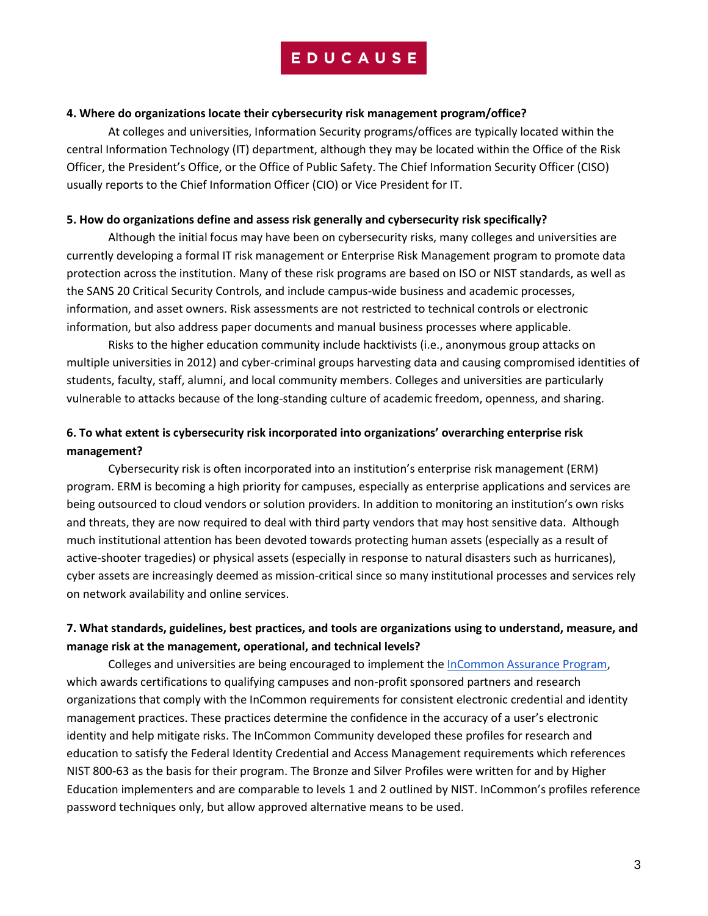**4. Where do organizations locate their cybersecurity risk management program/office?**

At colleges and universities, Information Security programs/offices are typically located within the central Information Technology (IT) department, although they may be located within the Office of the Risk Officer, the President's Office, or the Office of Public Safety. The Chief Information Security Officer (CISO) usually reports to the Chief Information Officer (CIO) or Vice President for IT.

**5. How do organizations define and assess risk generally and cybersecurity risk specifically?**

Although the initial focus may have been on cybersecurity risks, many colleges and universities are currently developing a formal IT risk management or Enterprise Risk Management program to promote data protection across the institution. Many of these risk programs are based on ISO or NIST standards, as well as the SANS 20 Critical Security Controls, and include campus-wide business and academic processes, information, and asset owners. Risk assessments are not restricted to technical controls or electronic information, but also address paper documents and manual business processes where applicable.

Risks to the higher education community include hacktivists (i.e., anonymous group attacks on multiple universities in 2012) and cyber-criminal groups harvesting data and causing compromised identities of students, faculty, staff, alumni, and local community members. Colleges and universities are particularly vulnerable to attacks because of the long-standing culture of academic freedom, openness, and sharing.

**6. To what extent is cybersecurity risk incorporated into organizations' overarching enterprise risk management?**

Cybersecurity risk is often incorporated into an institution's enterprise risk management (ERM) program. ERM is becoming a high priority for campuses, especially as enterprise applications and services are being outsourced to cloud vendors or solution providers. In addition to monitoring an institution's own risks and threats, they are now required to deal with third party vendors that may host sensitive data. Although much institutional attention has been devoted towards protecting human assets (especially as a result of active-shooter tragedies) or physical assets (especially in response to natural disasters such as hurricanes), cyber assets are increasingly deemed as mission-critical since so many institutional processes and services rely on network availability and online services.

**7. What standards, guidelines, best practices, and tools are organizations using to understand, measure, and manage risk at the management, operational, and technical levels?**

Colleges and universities are being encouraged to implement the InCommon Assurance Program, which awards certifications to qualifying campuses and non-profit sponsored partners and research organizations that comply with the InCommon requirements for consistent electronic credential and identity management practices. These practices determine the confidence in the accuracy of a user's electronic identity and help mitigate risks. The InCommon Community developed these profiles for research and education to satisfy the Federal Identity Credential and Access Management requirements which references NIST 800-63 as the basis for their program. The Bronze and Silver Profiles were written for and by Higher Education implementers and are comparable to levels 1 and 2 outlined by NIST. InCommon's profiles reference password techniques only, but allow approved alternative means to be used.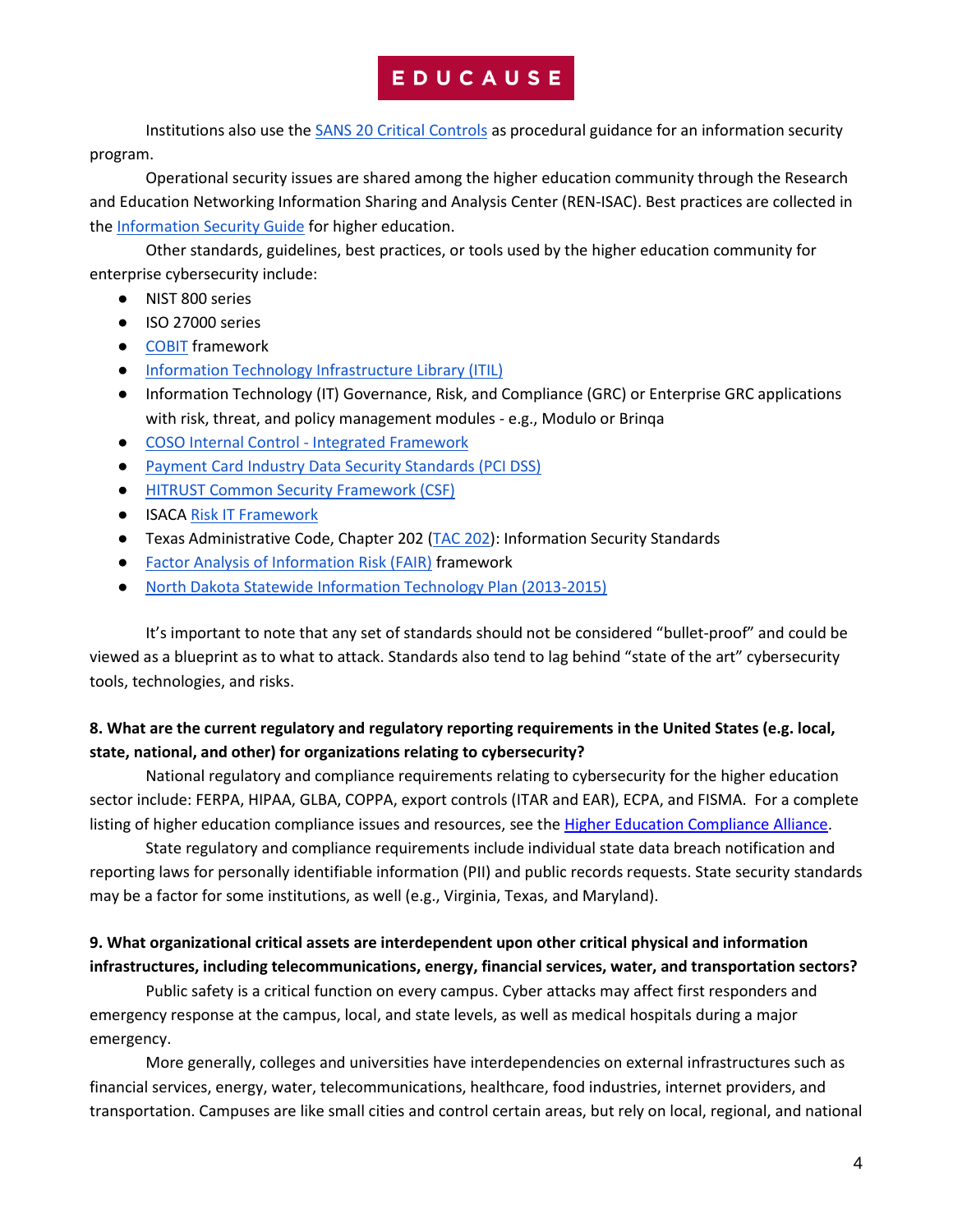Institutions also use the SANS 20 Critical Controls as procedural guidance for an information security program.

Operational security issues are shared among the higher education community through the Research and Education Networking Information Sharing and Analysis Center (REN-ISAC). Best practices are collected in the Information Security Guide for higher education.

Other standards, guidelines, best practices, or tools used by the higher education community for enterprise cybersecurity include:

- NIST 800 series
- ISO 27000 series
- COBIT framework
- Information Technology Infrastructure Library (ITIL)
- Information Technology (IT) Governance, Risk, and Compliance (GRC) or Enterprise GRC applications with risk, threat, and policy management modules - e.g., Modulo or Brinqa
- COSO Internal Control - Integrated Framework
- Payment Card Industry Data Security Standards (PCI DSS)
- HITRUST Common Security Framework (CSF)
- ISACA Risk IT Framework
- Texas Administrative Code, Chapter 202 (TAC 202): Information Security Standards
- Factor Analysis of Information Risk (FAIR) framework
- North Dakota Statewide Information Technology Plan (2013-2015)

It's important to note that any set of standards should not be considered "bullet-proof" and could be viewed as a blueprint as to what to attack. Standards also tend to lag behind "state of the art" cybersecurity tools, technologies, and risks.

**8. What are the current regulatory and regulatory reporting requirements in the United States (e.g. local, state, national, and other) for organizations relating to cybersecurity?**

National regulatory and compliance requirements relating to cybersecurity for the higher education sector include: FERPA, HIPAA, GLBA, COPPA, export controls (ITAR and EAR), ECPA, and FISMA. For a complete listing of higher education compliance issues and resources, see the Higher Education Compliance Alliance.

State regulatory and compliance requirements include individual state data breach notification and reporting laws for personally identifiable information (PII) and public records requests. State security standards may be a factor for some institutions, as well (e.g., Virginia, Texas, and Maryland).

**9. What organizational critical assets are interdependent upon other critical physical and information infrastructures, including telecommunications, energy, financial services, water, and transportation sectors?**

Public safety is a critical function on every campus. Cyber attacks may affect first responders and emergency response at the campus, local, and state levels, as well as medical hospitals during a major emergency.

More generally, colleges and universities have interdependencies on external infrastructures such as financial services, energy, water, telecommunications, healthcare, food industries, internet providers, and transportation. Campuses are like small cities and control certain areas, but rely on local, regional, and national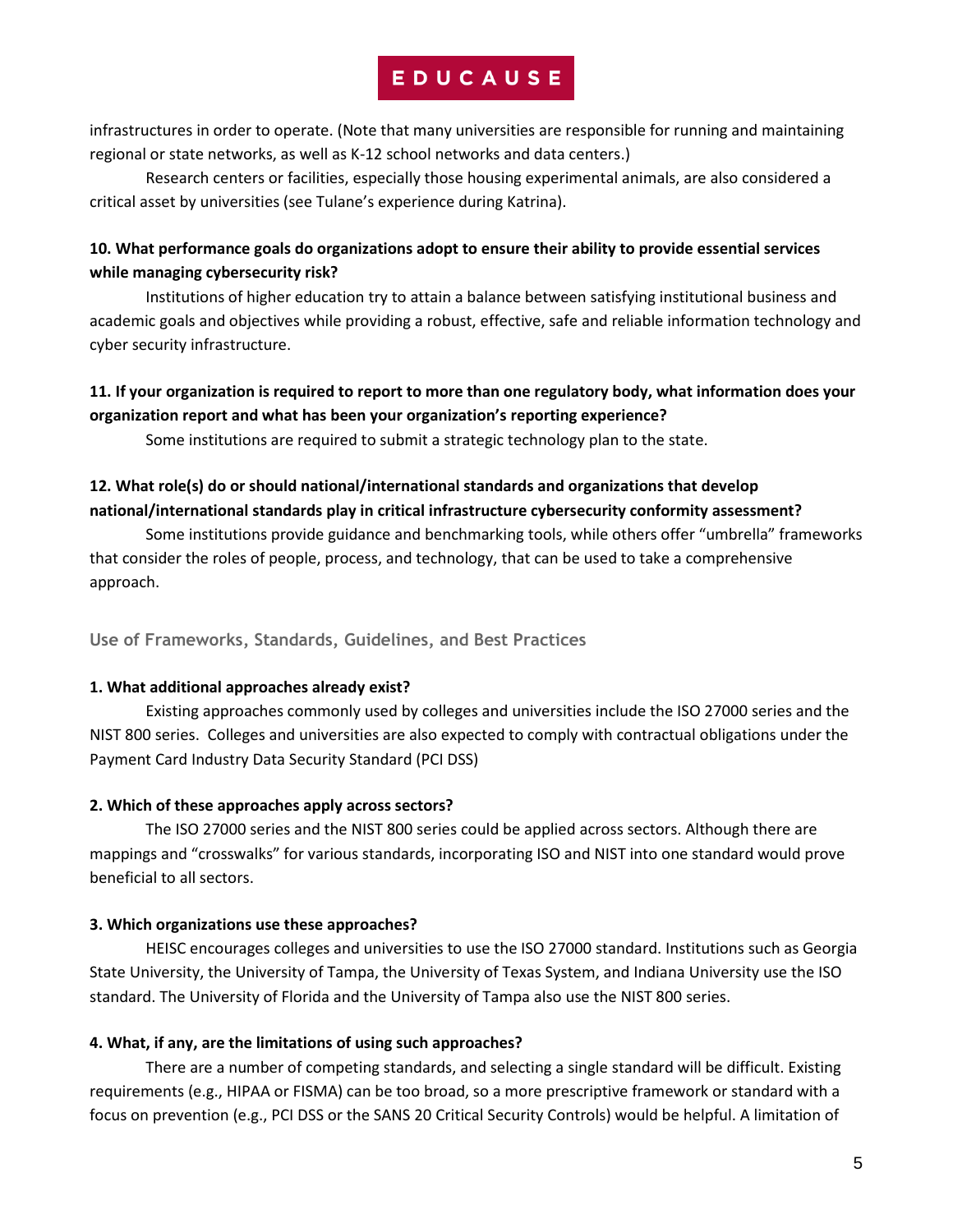infrastructures in order to operate. (Note that many universities are responsible for running and maintaining regional or state networks, as well as K-12 school networks and data centers.)

Research centers or facilities, especially those housing experimental animals, are also considered a critical asset by universities (see Tulane's experience during Katrina).

**10. What performance goals do organizations adopt to ensure their ability to provide essential services while managing cybersecurity risk?**

Institutions of higher education try to attain a balance between satisfying institutional business and academic goals and objectives while providing a robust, effective, safe and reliable information technology and cyber security infrastructure.

**11. If your organization is required to report to more than one regulatory body, what information does your organization report and what has been your organization's reporting experience?**

Some institutions are required to submit a strategic technology plan to the state.

**12. What role(s) do or should national/international standards and organizations that develop national/international standards play in critical infrastructure cybersecurity conformity assessment?**

Some institutions provide guidance and benchmarking tools, while others offer "umbrella" frameworks that consider the roles of people, process, and technology, that can be used to take a comprehensive approach.

## Use of Frameworks, Standards, Guidelines, and Best Practices

**1. What additional approaches already exist?**

Existing approaches commonly used by colleges and universities include the ISO 27000 series and the NIST 800 series. Colleges and universities are also expected to comply with contractual obligations under the Payment Card Industry Data Security Standard (PCI DSS)

**2. Which of these approaches apply across sectors?**

The ISO 27000 series and the NIST 800 series could be applied across sectors. Although there are mappings and "crosswalks" for various standards, incorporating ISO and NIST into one standard would prove beneficial to all sectors.

**3. Which organizations use these approaches?**

HEISC encourages colleges and universities to use the ISO 27000 standard. Institutions such as Georgia State University, the University of Tampa, the University of Texas System, and Indiana University use the ISO standard. The University of Florida and the University of Tampa also use the NIST 800 series.

**4. What, if any, are the limitations of using such approaches?**

There are a number of competing standards, and selecting a single standard will be difficult. Existing requirements (e.g., HIPAA or FISMA) can be too broad, so a more prescriptive framework or standard with a focus on prevention (e.g., PCI DSS or the SANS 20 Critical Security Controls) would be helpful. A limitation of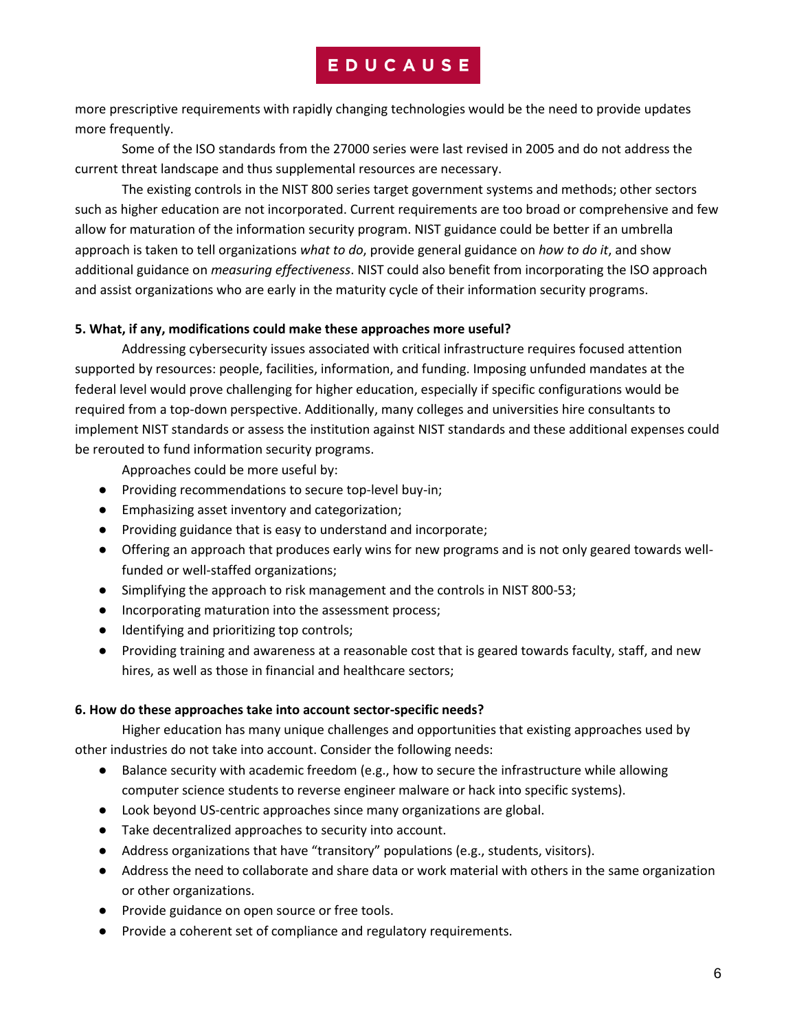more prescriptive requirements with rapidly changing technologies would be the need to provide updates more frequently.

Some of the ISO standards from the 27000 series were last revised in 2005 and do not address the current threat landscape and thus supplemental resources are necessary.

The existing controls in the NIST 800 series target government systems and methods; other sectors such as higher education are not incorporated. Current requirements are too broad or comprehensive and few allow for maturation of the information security program. NIST guidance could be better if an umbrella approach is taken to tell organizations *what to do*, provide general guidance on *how to do it*, and show additional guidance on *measuring effectiveness*. NIST could also benefit from incorporating the ISO approach and assist organizations who are early in the maturity cycle of their information security programs.

**5. What, if any, modifications could make these approaches more useful?**

Addressing cybersecurity issues associated with critical infrastructure requires focused attention supported by resources: people, facilities, information, and funding. Imposing unfunded mandates at the federal level would prove challenging for higher education, especially if specific configurations would be required from a top-down perspective. Additionally, many colleges and universities hire consultants to implement NIST standards or assess the institution against NIST standards and these additional expenses could be rerouted to fund information security programs.

Approaches could be more useful by:

- Providing recommendations to secure top-level buy-in;
- Emphasizing asset inventory and categorization;
- Providing guidance that is easy to understand and incorporate;
- Offering an approach that produces early wins for new programs and is not only geared towards well-funded or well-staffed organizations;
- Simplifying the approach to risk management and the controls in NIST 800-53;
- Incorporating maturation into the assessment process;
- Identifying and prioritizing top controls;
- Providing training and awareness at a reasonable cost that is geared towards faculty, staff, and new hires, as well as those in financial and healthcare sectors;

**6. How do these approaches take into account sector-specific needs?**

Higher education has many unique challenges and opportunities that existing approaches used by other industries do not take into account. Consider the following needs:

- Balance security with academic freedom (e.g., how to secure the infrastructure while allowing computer science students to reverse engineer malware or hack into specific systems).
- Look beyond US-centric approaches since many organizations are global.
- Take decentralized approaches to security into account.
- Address organizations that have "transitory" populations (e.g., students, visitors).
- Address the need to collaborate and share data or work material with others in the same organization or other organizations.
- Provide guidance on open source or free tools.
- Provide a coherent set of compliance and regulatory requirements.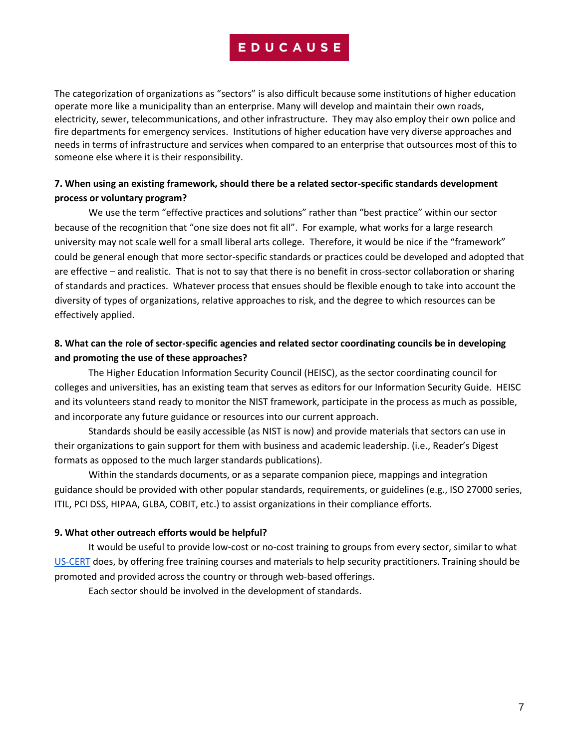The categorization of organizations as "sectors" is also difficult because some institutions of higher education operate more like a municipality than an enterprise. Many will develop and maintain their own roads, electricity, sewer, telecommunications, and other infrastructure. They may also employ their own police and fire departments for emergency services. Institutions of higher education have very diverse approaches and needs in terms of infrastructure and services when compared to an enterprise that outsources most of this to someone else where it is their responsibility.

**7. When using an existing framework, should there be a related sector-specific standards development process or voluntary program?**

We use the term "effective practices and solutions" rather than "best practice" within our sector because of the recognition that "one size does not fit all". For example, what works for a large research university may not scale well for a small liberal arts college. Therefore, it would be nice if the "framework" could be general enough that more sector-specific standards or practices could be developed and adopted that are effective – and realistic. That is not to say that there is no benefit in cross-sector collaboration or sharing of standards and practices. Whatever process that ensues should be flexible enough to take into account the diversity of types of organizations, relative approaches to risk, and the degree to which resources can be effectively applied.

**8. What can the role of sector-specific agencies and related sector coordinating councils be in developing and promoting the use of these approaches?**

The Higher Education Information Security Council (HEISC), as the sector coordinating council for colleges and universities, has an existing team that serves as editors for our Information Security Guide. HEISC and its volunteers stand ready to monitor the NIST framework, participate in the process as much as possible, and incorporate any future guidance or resources into our current approach.

Standards should be easily accessible (as NIST is now) and provide materials that sectors can use in their organizations to gain support for them with business and academic leadership. (i.e., Reader's Digest formats as opposed to the much larger standards publications).

Within the standards documents, or as a separate companion piece, mappings and integration guidance should be provided with other popular standards, requirements, or guidelines (e.g., ISO 27000 series, ITIL, PCI DSS, HIPAA, GLBA, COBIT, etc.) to assist organizations in their compliance efforts.

**9. What other outreach efforts would be helpful?**

It would be useful to provide low-cost or no-cost training to groups from every sector, similar to what US-CERT does, by offering free training courses and materials to help security practitioners. Training should be promoted and provided across the country or through web-based offerings.

Each sector should be involved in the development of standards.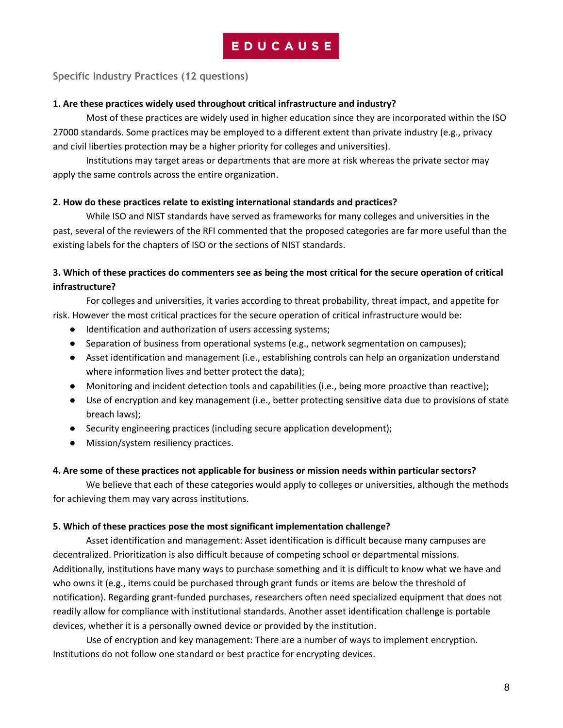## Specific Industry Practices (12 questions)

**1. Are these practices widely used throughout critical infrastructure and industry?**

Most of these practices are widely used in higher education since they are incorporated within the ISO 27000 standards. Some practices may be employed to a different extent than private industry (e.g., privacy and civil liberties protection may be a higher priority for colleges and universities).

Institutions may target areas or departments that are more at risk whereas the private sector may apply the same controls across the entire organization.

**2. How do these practices relate to existing international standards and practices?**

While ISO and NIST standards have served as frameworks for many colleges and universities in the past, several of the reviewers of the RFI commented that the proposed categories are far more useful than the existing labels for the chapters of ISO or the sections of NIST standards.

**3. Which of these practices do commenters see as being the most critical for the secure operation of critical infrastructure?**

For colleges and universities, it varies according to threat probability, threat impact, and appetite for risk. However the most critical practices for the secure operation of critical infrastructure would be:

- Identification and authorization of users accessing systems;
- Separation of business from operational systems (e.g., network segmentation on campuses);
- Asset identification and management (i.e., establishing controls can help an organization understand where information lives and better protect the data);
- Monitoring and incident detection tools and capabilities (i.e., being more proactive than reactive);
- Use of encryption and key management (i.e., better protecting sensitive data due to provisions of state breach laws);
- Security engineering practices (including secure application development);
- Mission/system resiliency practices.

**4. Are some of these practices not applicable for business or mission needs within particular sectors?**

We believe that each of these categories would apply to colleges or universities, although the methods for achieving them may vary across institutions.

**5. Which of these practices pose the most significant implementation challenge?**

Asset identification and management: Asset identification is difficult because many campuses are decentralized. Prioritization is also difficult because of competing school or departmental missions. Additionally, institutions have many ways to purchase something and it is difficult to know what we have and who owns it (e.g., items could be purchased through grant funds or items are below the threshold of notification). Regarding grant-funded purchases, researchers often need specialized equipment that does not readily allow for compliance with institutional standards. Another asset identification challenge is portable devices, whether it is a personally owned device or provided by the institution.

Use of encryption and key management: There are a number of ways to implement encryption. Institutions do not follow one standard or best practice for encrypting devices.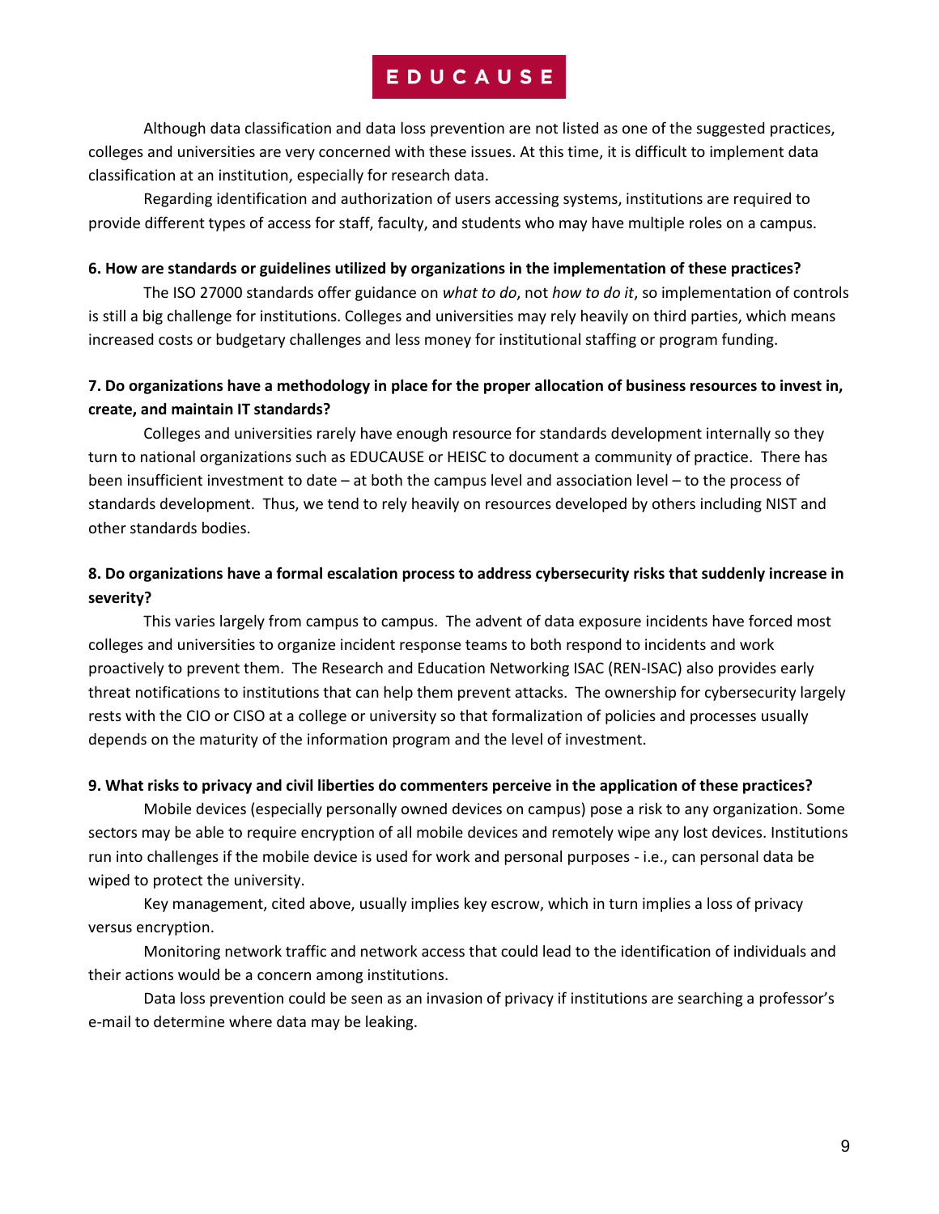Although data classification and data loss prevention are not listed as one of the suggested practices, colleges and universities are very concerned with these issues. At this time, it is difficult to implement data classification at an institution, especially for research data.

Regarding identification and authorization of users accessing systems, institutions are required to provide different types of access for staff, faculty, and students who may have multiple roles on a campus.

**6. How are standards or guidelines utilized by organizations in the implementation of these practices?**

The ISO 27000 standards offer guidance on *what to do*, not *how to do it*, so implementation of controls is still a big challenge for institutions. Colleges and universities may rely heavily on third parties, which means increased costs or budgetary challenges and less money for institutional staffing or program funding.

**7. Do organizations have a methodology in place for the proper allocation of business resources to invest in, create, and maintain IT standards?**

Colleges and universities rarely have enough resource for standards development internally so they turn to national organizations such as EDUCAUSE or HEISC to document a community of practice. There has been insufficient investment to date – at both the campus level and association level – to the process of standards development. Thus, we tend to rely heavily on resources developed by others including NIST and other standards bodies.

**8. Do organizations have a formal escalation process to address cybersecurity risks that suddenly increase in severity?**

This varies largely from campus to campus. The advent of data exposure incidents have forced most colleges and universities to organize incident response teams to both respond to incidents and work proactively to prevent them. The Research and Education Networking ISAC (REN-ISAC) also provides early threat notifications to institutions that can help them prevent attacks. The ownership for cybersecurity largely rests with the CIO or CISO at a college or university so that formalization of policies and processes usually depends on the maturity of the information program and the level of investment.

**9. What risks to privacy and civil liberties do commenters perceive in the application of these practices?**

Mobile devices (especially personally owned devices on campus) pose a risk to any organization. Some sectors may be able to require encryption of all mobile devices and remotely wipe any lost devices. Institutions run into challenges if the mobile device is used for work and personal purposes - i.e., can personal data be wiped to protect the university.

Key management, cited above, usually implies key escrow, which in turn implies a loss of privacy versus encryption.

Monitoring network traffic and network access that could lead to the identification of individuals and their actions would be a concern among institutions.

Data loss prevention could be seen as an invasion of privacy if institutions are searching a professor's e-mail to determine where data may be leaking.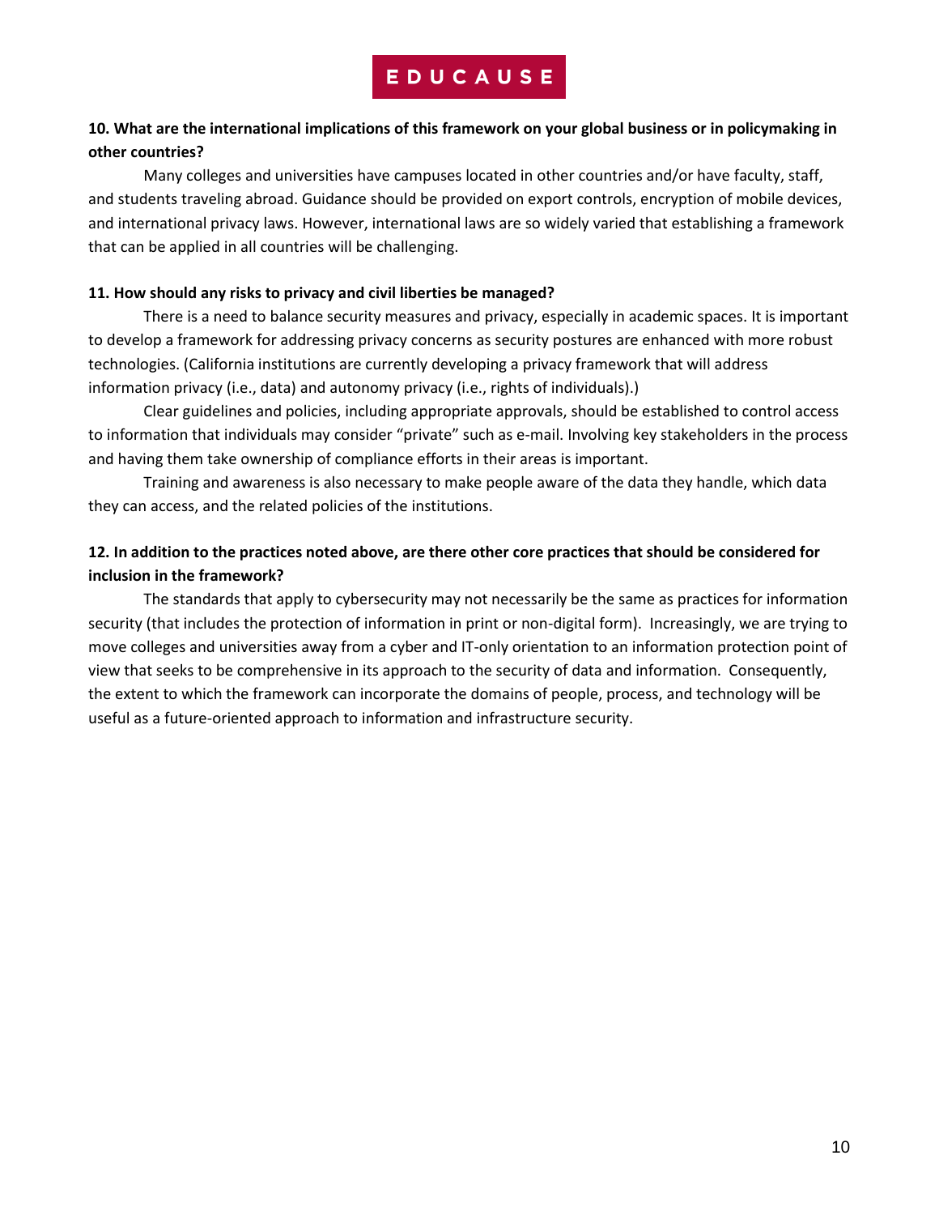**10. What are the international implications of this framework on your global business or in policymaking in other countries?**

Many colleges and universities have campuses located in other countries and/or have faculty, staff, and students traveling abroad. Guidance should be provided on export controls, encryption of mobile devices, and international privacy laws. However, international laws are so widely varied that establishing a framework that can be applied in all countries will be challenging.

**11. How should any risks to privacy and civil liberties be managed?**

There is a need to balance security measures and privacy, especially in academic spaces. It is important to develop a framework for addressing privacy concerns as security postures are enhanced with more robust technologies. (California institutions are currently developing a privacy framework that will address information privacy (i.e., data) and autonomy privacy (i.e., rights of individuals).)

Clear guidelines and policies, including appropriate approvals, should be established to control access to information that individuals may consider "private" such as e-mail. Involving key stakeholders in the process and having them take ownership of compliance efforts in their areas is important.

Training and awareness is also necessary to make people aware of the data they handle, which data they can access, and the related policies of the institutions.

**12. In addition to the practices noted above, are there other core practices that should be considered for inclusion in the framework?**

The standards that apply to cybersecurity may not necessarily be the same as practices for information security (that includes the protection of information in print or non-digital form). Increasingly, we are trying to move colleges and universities away from a cyber and IT-only orientation to an information protection point of view that seeks to be comprehensive in its approach to the security of data and information. Consequently, the extent to which the framework can incorporate the domains of people, process, and technology will be useful as a future-oriented approach to information and infrastructure security.